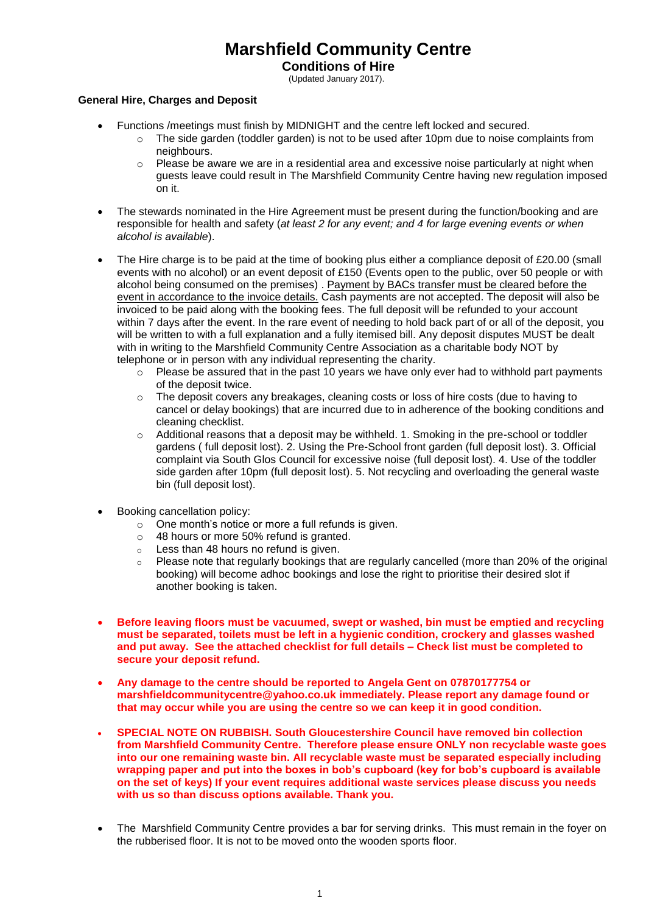# Marshfield Community Centre

## Conditions of Hire

(Updated January 2017).

**General Hire, Charges and Deposit**

- Functions /meetings must finish by MIDNIGHT and the centre left locked and secured.
  - The side garden (toddler garden) is not to be used after 10pm due to noise complaints from neighbours.
  - Please be aware we are in a residential area and excessive noise particularly at night when guests leave could result in The Marshfield Community Centre having new regulation imposed on it.

- The stewards nominated in the Hire Agreement must be present during the function/booking and are responsible for health and safety (*at least 2 for any event; and 4 for large evening events or when alcohol is available*).

- The Hire charge is to be paid at the time of booking plus either a compliance deposit of £20.00 (small events with no alcohol) or an event deposit of £150 (Events open to the public, over 50 people or with alcohol being consumed on the premises) . <u>Payment by BACs transfer must be cleared before the event in accordance to the invoice details.</u> Cash payments are not accepted. The deposit will also be invoiced to be paid along with the booking fees. The full deposit will be refunded to your account within 7 days after the event. In the rare event of needing to hold back part of or all of the deposit, you will be written to with a full explanation and a fully itemised bill. Any deposit disputes MUST be dealt with in writing to the Marshfield Community Centre Association as a charitable body NOT by telephone or in person with any individual representing the charity.
  - Please be assured that in the past 10 years we have only ever had to withhold part payments of the deposit twice.
  - The deposit covers any breakages, cleaning costs or loss of hire costs (due to having to cancel or delay bookings) that are incurred due to in adherence of the booking conditions and cleaning checklist.
  - Additional reasons that a deposit may be withheld. 1. Smoking in the pre-school or toddler gardens ( full deposit lost). 2. Using the Pre-School front garden (full deposit lost). 3. Official complaint via South Glos Council for excessive noise (full deposit lost). 4. Use of the toddler side garden after 10pm (full deposit lost). 5. Not recycling and overloading the general waste bin (full deposit lost).

- Booking cancellation policy:
  - One month's notice or more a full refunds is given.
  - 48 hours or more 50% refund is granted.
  - Less than 48 hours no refund is given.
  - Please note that regularly bookings that are regularly cancelled (more than 20% of the original booking) will become adhoc bookings and lose the right to prioritise their desired slot if another booking is taken.

- **Before leaving floors must be vacuumed, swept or washed, bin must be emptied and recycling must be separated, toilets must be left in a hygienic condition, crockery and glasses washed and put away. See the attached checklist for full details – Check list must be completed to secure your deposit refund.**

- **Any damage to the centre should be reported to Angela Gent on 07870177754 or marshfieldcommunitycentre@yahoo.co.uk immediately. Please report any damage found or that may occur while you are using the centre so we can keep it in good condition.**

- **SPECIAL NOTE ON RUBBISH. South Gloucestershire Council have removed bin collection from Marshfield Community Centre. Therefore please ensure ONLY non recyclable waste goes into our one remaining waste bin. All recyclable waste must be separated especially including wrapping paper and put into the boxes in bob's cupboard (key for bob's cupboard is available on the set of keys) If your event requires additional waste services please discuss you needs with us so than discuss options available. Thank you.**

- The Marshfield Community Centre provides a bar for serving drinks. This must remain in the foyer on the rubberised floor. It is not to be moved onto the wooden sports floor.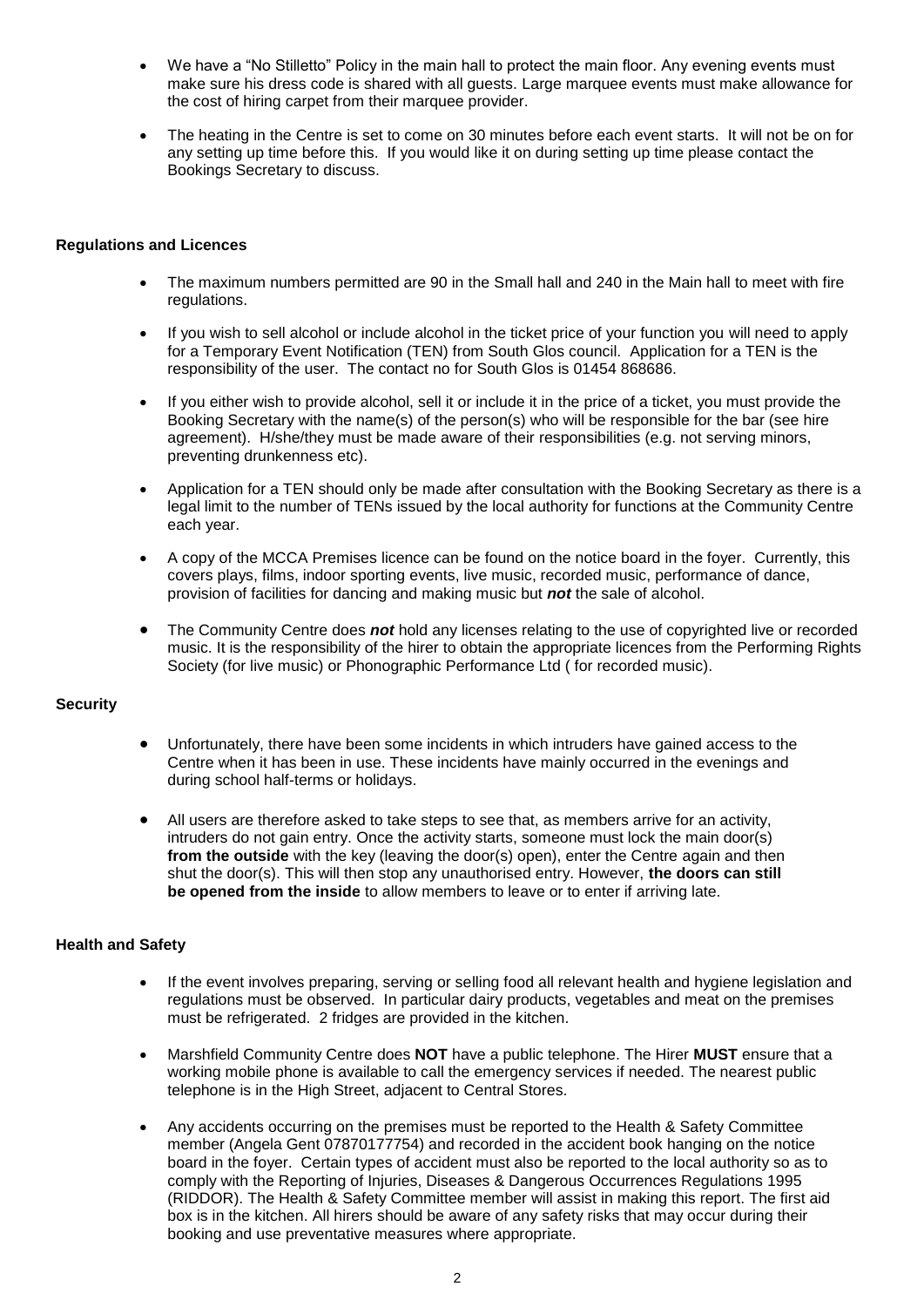- We have a "No Stilletto" Policy in the main hall to protect the main floor. Any evening events must make sure his dress code is shared with all guests. Large marquee events must make allowance for the cost of hiring carpet from their marquee provider.
- The heating in the Centre is set to come on 30 minutes before each event starts. It will not be on for any setting up time before this. If you would like it on during setting up time please contact the Bookings Secretary to discuss.

**Regulations and Licences**

- The maximum numbers permitted are 90 in the Small hall and 240 in the Main hall to meet with fire regulations.
- If you wish to sell alcohol or include alcohol in the ticket price of your function you will need to apply for a Temporary Event Notification (TEN) from South Glos council. Application for a TEN is the responsibility of the user. The contact no for South Glos is 01454 868686.
- If you either wish to provide alcohol, sell it or include it in the price of a ticket, you must provide the Booking Secretary with the name(s) of the person(s) who will be responsible for the bar (see hire agreement). H/she/they must be made aware of their responsibilities (e.g. not serving minors, preventing drunkenness etc).
- Application for a TEN should only be made after consultation with the Booking Secretary as there is a legal limit to the number of TENs issued by the local authority for functions at the Community Centre each year.
- A copy of the MCCA Premises licence can be found on the notice board in the foyer. Currently, this covers plays, films, indoor sporting events, live music, recorded music, performance of dance, provision of facilities for dancing and making music but ***not*** the sale of alcohol.
- The Community Centre does ***not*** hold any licenses relating to the use of copyrighted live or recorded music. It is the responsibility of the hirer to obtain the appropriate licences from the Performing Rights Society (for live music) or Phonographic Performance Ltd ( for recorded music).

**Security**

- Unfortunately, there have been some incidents in which intruders have gained access to the Centre when it has been in use. These incidents have mainly occurred in the evenings and during school half-terms or holidays.
- All users are therefore asked to take steps to see that, as members arrive for an activity, intruders do not gain entry. Once the activity starts, someone must lock the main door(s) **from the outside** with the key (leaving the door(s) open), enter the Centre again and then shut the door(s). This will then stop any unauthorised entry. However, **the doors can still be opened from the inside** to allow members to leave or to enter if arriving late.

**Health and Safety**

- If the event involves preparing, serving or selling food all relevant health and hygiene legislation and regulations must be observed. In particular dairy products, vegetables and meat on the premises must be refrigerated. 2 fridges are provided in the kitchen.
- Marshfield Community Centre does **NOT** have a public telephone. The Hirer **MUST** ensure that a working mobile phone is available to call the emergency services if needed. The nearest public telephone is in the High Street, adjacent to Central Stores.
- Any accidents occurring on the premises must be reported to the Health & Safety Committee member (Angela Gent 07870177754) and recorded in the accident book hanging on the notice board in the foyer. Certain types of accident must also be reported to the local authority so as to comply with the Reporting of Injuries, Diseases & Dangerous Occurrences Regulations 1995 (RIDDOR). The Health & Safety Committee member will assist in making this report. The first aid box is in the kitchen. All hirers should be aware of any safety risks that may occur during their booking and use preventative measures where appropriate.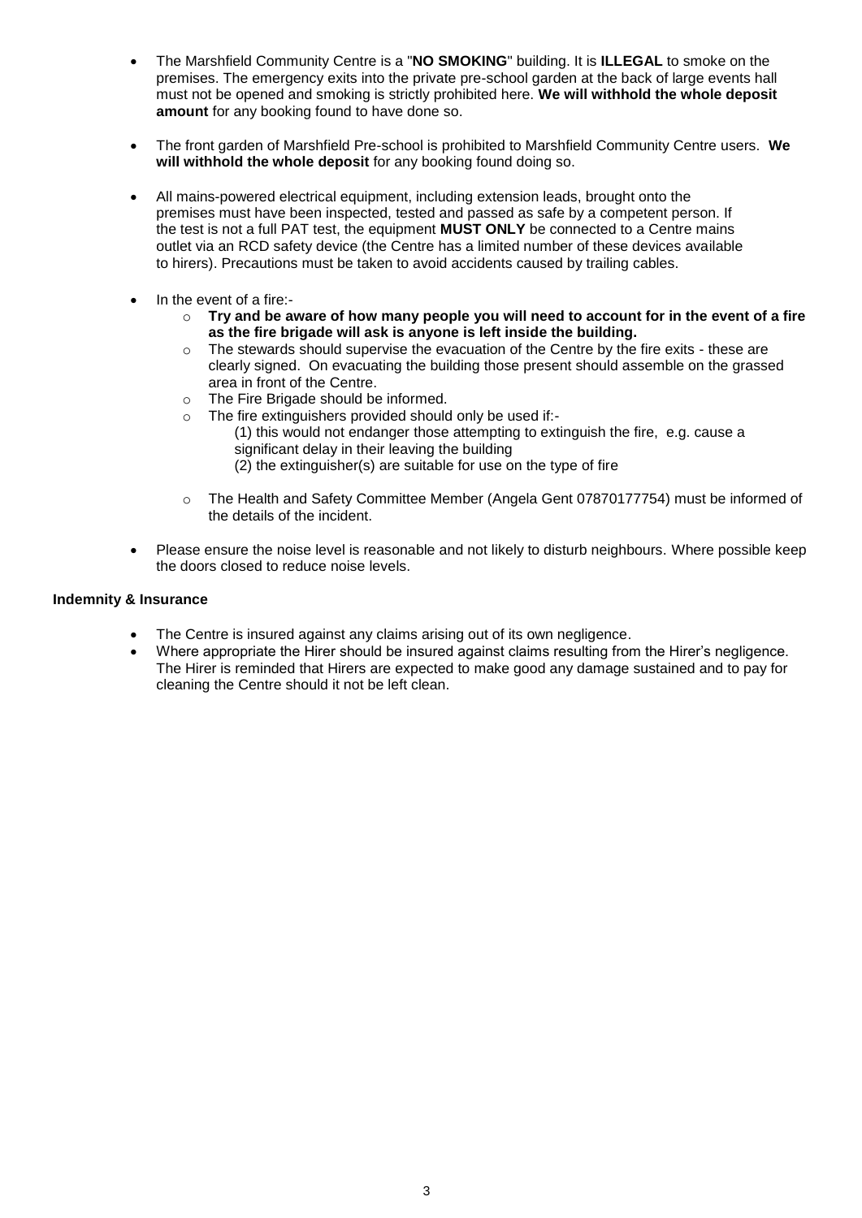- The Marshfield Community Centre is a "**NO SMOKING**" building. It is **ILLEGAL** to smoke on the premises. The emergency exits into the private pre-school garden at the back of large events hall must not be opened and smoking is strictly prohibited here. **We will withhold the whole deposit amount** for any booking found to have done so.

- The front garden of Marshfield Pre-school is prohibited to Marshfield Community Centre users. **We will withhold the whole deposit** for any booking found doing so.

- All mains-powered electrical equipment, including extension leads, brought onto the premises must have been inspected, tested and passed as safe by a competent person. If the test is not a full PAT test, the equipment **MUST ONLY** be connected to a Centre mains outlet via an RCD safety device (the Centre has a limited number of these devices available to hirers). Precautions must be taken to avoid accidents caused by trailing cables.

- In the event of a fire:-
  - **Try and be aware of how many people you will need to account for in the event of a fire as the fire brigade will ask is anyone is left inside the building.**
  - The stewards should supervise the evacuation of the Centre by the fire exits - these are clearly signed. On evacuating the building those present should assemble on the grassed area in front of the Centre.
  - The Fire Brigade should be informed.
  - The fire extinguishers provided should only be used if:-
    (1) this would not endanger those attempting to extinguish the fire, e.g. cause a significant delay in their leaving the building
    (2) the extinguisher(s) are suitable for use on the type of fire
  - The Health and Safety Committee Member (Angela Gent 07870177754) must be informed of the details of the incident.

- Please ensure the noise level is reasonable and not likely to disturb neighbours. Where possible keep the doors closed to reduce noise levels.

**Indemnity & Insurance**

- The Centre is insured against any claims arising out of its own negligence.
- Where appropriate the Hirer should be insured against claims resulting from the Hirer's negligence. The Hirer is reminded that Hirers are expected to make good any damage sustained and to pay for cleaning the Centre should it not be left clean.